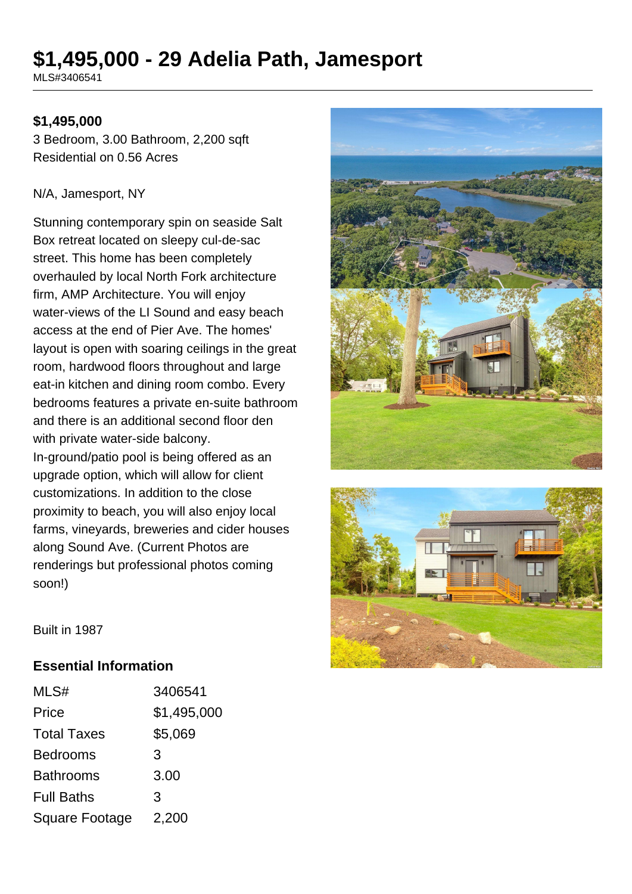# $1,495,000 - 29 Adelia Path, Jamesport

MLS#3406541

**$1,495,000**

3 Bedroom, 3.00 Bathroom, 2,200 sqft
Residential on 0.56 Acres

N/A, Jamesport, NY

Stunning contemporary spin on seaside Salt Box retreat located on sleepy cul-de-sac street. This home has been completely overhauled by local North Fork architecture firm, AMP Architecture. You will enjoy water-views of the LI Sound and easy beach access at the end of Pier Ave. The homes' layout is open with soaring ceilings in the great room, hardwood floors throughout and large eat-in kitchen and dining room combo. Every bedrooms features a private en-suite bathroom and there is an additional second floor den with private water-side balcony. In-ground/patio pool is being offered as an upgrade option, which will allow for client customizations. In addition to the close proximity to beach, you will also enjoy local farms, vineyards, breweries and cider houses along Sound Ave. (Current Photos are renderings but professional photos coming soon!)

Built in 1987

## Essential Information

| | |
|---|---|
| MLS# | 3406541 |
| Price | $1,495,000 |
| Total Taxes | $5,069 |
| Bedrooms | 3 |
| Bathrooms | 3.00 |
| Full Baths | 3 |
| Square Footage | 2,200 |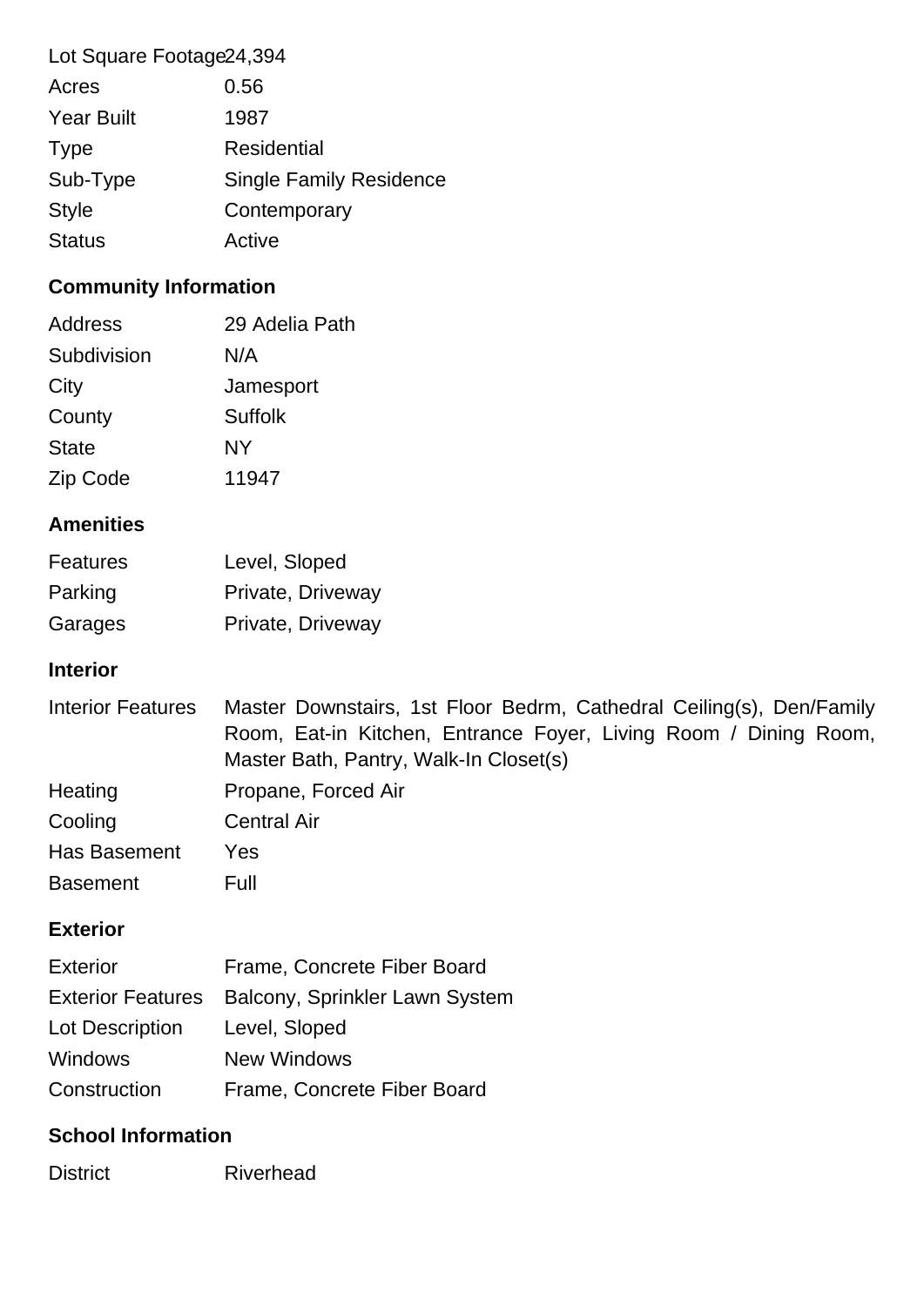| | |
|---|---|
| Lot Square Footage | 24,394 |
| Acres | 0.56 |
| Year Built | 1987 |
| Type | Residential |
| Sub-Type | Single Family Residence |
| Style | Contemporary |
| Status | Active |

## Community Information

| | |
|---|---|
| Address | 29 Adelia Path |
| Subdivision | N/A |
| City | Jamesport |
| County | Suffolk |
| State | NY |
| Zip Code | 11947 |

## Amenities

| | |
|---|---|
| Features | Level, Sloped |
| Parking | Private, Driveway |
| Garages | Private, Driveway |

## Interior

| | |
|---|---|
| Interior Features | Master Downstairs, 1st Floor Bedrm, Cathedral Ceiling(s), Den/Family Room, Eat-in Kitchen, Entrance Foyer, Living Room / Dining Room, Master Bath, Pantry, Walk-In Closet(s) |
| Heating | Propane, Forced Air |
| Cooling | Central Air |
| Has Basement | Yes |
| Basement | Full |

## Exterior

| | |
|---|---|
| Exterior | Frame, Concrete Fiber Board |
| Exterior Features | Balcony, Sprinkler Lawn System |
| Lot Description | Level, Sloped |
| Windows | New Windows |
| Construction | Frame, Concrete Fiber Board |

## School Information

| | |
|---|---|
| District | Riverhead |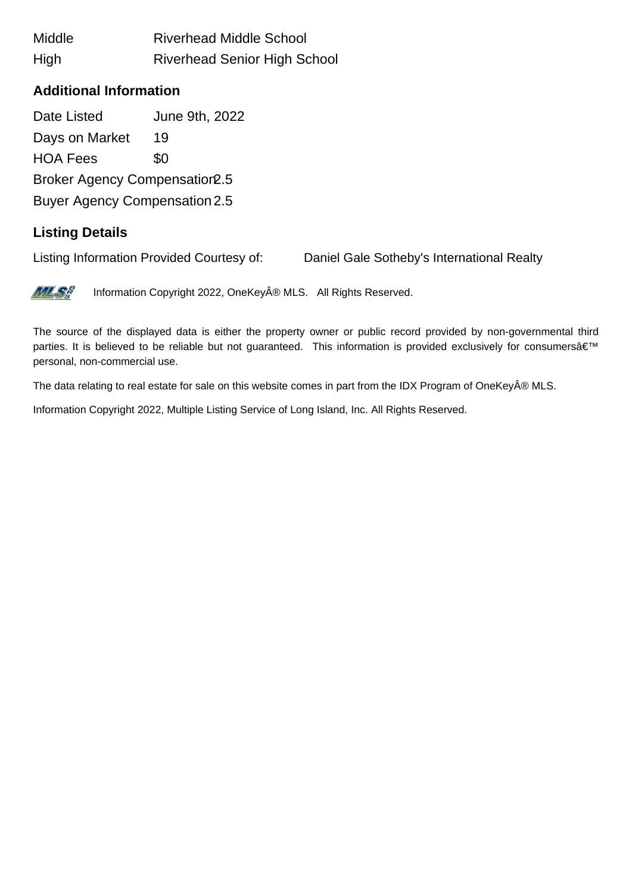| | |
|---|---|
| Middle | Riverhead Middle School |
| High | Riverhead Senior High School |

### Additional Information

| | |
|---|---|
| Date Listed | June 9th, 2022 |
| Days on Market | 19 |
| HOA Fees | $0 |
| Broker Agency Compensation | 2.5 |
| Buyer Agency Compensation | 2.5 |

### Listing Details

Listing Information Provided Courtesy of: Daniel Gale Sotheby's International Realty

Information Copyright 2022, OneKeyÂ® MLS. All Rights Reserved.

The source of the displayed data is either the property owner or public record provided by non-governmental third parties. It is believed to be reliable but not guaranteed. This information is provided exclusively for consumersâ€™ personal, non-commercial use.

The data relating to real estate for sale on this website comes in part from the IDX Program of OneKeyÂ® MLS.

Information Copyright 2022, Multiple Listing Service of Long Island, Inc. All Rights Reserved.